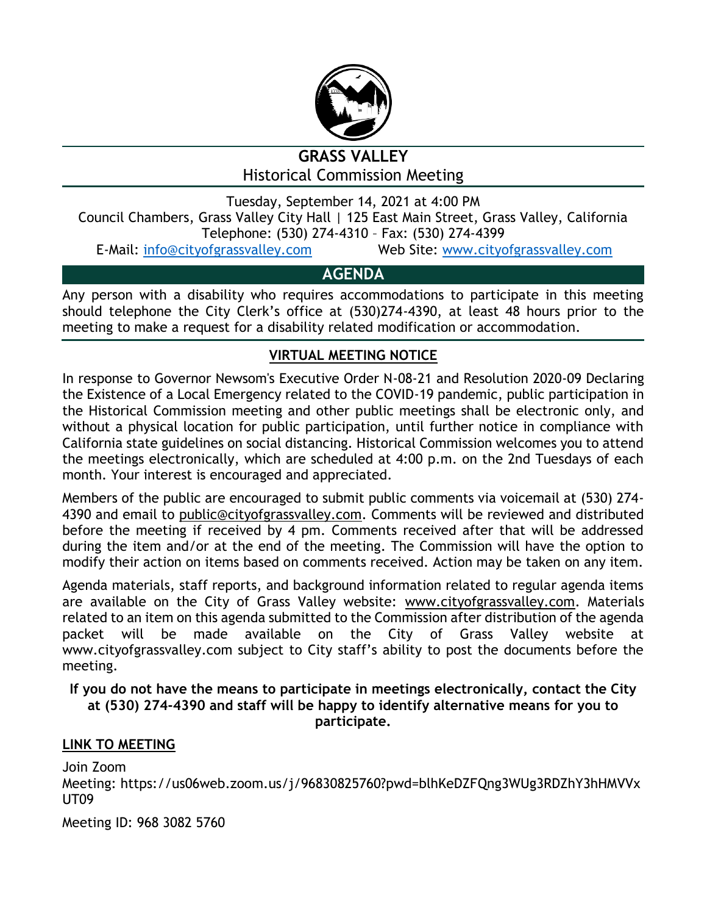# GRASS VALLEY

## Historical Commission Meeting

Tuesday, September 14, 2021 at 4:00 PM

Council Chambers, Grass Valley City Hall | 125 East Main Street, Grass Valley, California

Telephone: (530) 274-4310 – Fax: (530) 274-4399

E-Mail: info@cityofgrassvalley.com Web Site: www.cityofgrassvalley.com

## AGENDA

Any person with a disability who requires accommodations to participate in this meeting should telephone the City Clerk's office at (530)274-4390, at least 48 hours prior to the meeting to make a request for a disability related modification or accommodation.

### VIRTUAL MEETING NOTICE

In response to Governor Newsom's Executive Order N-08-21 and Resolution 2020-09 Declaring the Existence of a Local Emergency related to the COVID-19 pandemic, public participation in the Historical Commission meeting and other public meetings shall be electronic only, and without a physical location for public participation, until further notice in compliance with California state guidelines on social distancing. Historical Commission welcomes you to attend the meetings electronically, which are scheduled at 4:00 p.m. on the 2nd Tuesdays of each month. Your interest is encouraged and appreciated.

Members of the public are encouraged to submit public comments via voicemail at (530) 274-4390 and email to public@cityofgrassvalley.com. Comments will be reviewed and distributed before the meeting if received by 4 pm. Comments received after that will be addressed during the item and/or at the end of the meeting. The Commission will have the option to modify their action on items based on comments received. Action may be taken on any item.

Agenda materials, staff reports, and background information related to regular agenda items are available on the City of Grass Valley website: www.cityofgrassvalley.com. Materials related to an item on this agenda submitted to the Commission after distribution of the agenda packet will be made available on the City of Grass Valley website at www.cityofgrassvalley.com subject to City staff's ability to post the documents before the meeting.

**If you do not have the means to participate in meetings electronically, contact the City at (530) 274-4390 and staff will be happy to identify alternative means for you to participate.**

### LINK TO MEETING

Join Zoom

Meeting: https://us06web.zoom.us/j/96830825760?pwd=blhKeDZFQng3WUg3RDZhY3hHMVVxUT09

Meeting ID: 968 3082 5760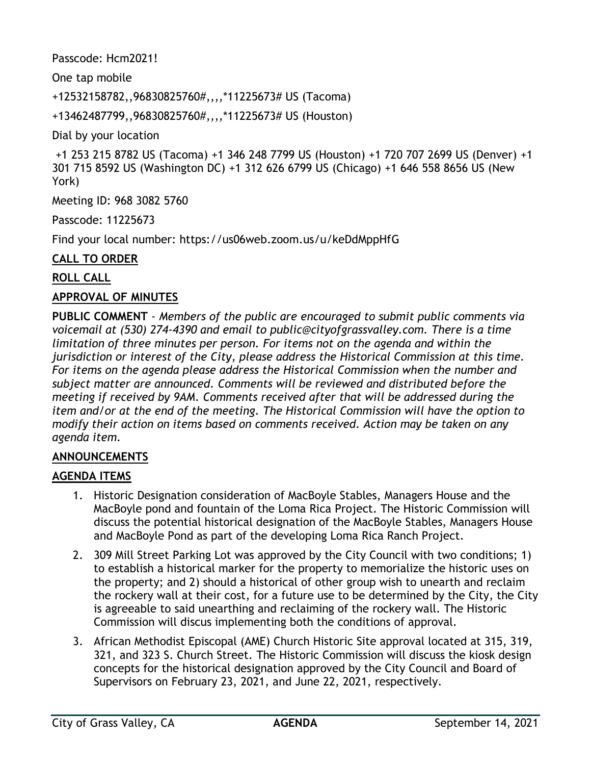Passcode: Hcm2021!

One tap mobile

+12532158782,,96830825760#,,,,*11225673# US (Tacoma)

+13462487799,,96830825760#,,,,*11225673# US (Houston)

Dial by your location

+1 253 215 8782 US (Tacoma) +1 346 248 7799 US (Houston) +1 720 707 2699 US (Denver) +1 301 715 8592 US (Washington DC) +1 312 626 6799 US (Chicago) +1 646 558 8656 US (New York)

Meeting ID: 968 3082 5760

Passcode: 11225673

Find your local number: https://us06web.zoom.us/u/keDdMppHfG

**CALL TO ORDER**

**ROLL CALL**

**APPROVAL OF MINUTES**

**PUBLIC COMMENT** - *Members of the public are encouraged to submit public comments via voicemail at (530) 274-4390 and email to public@cityofgrassvalley.com. There is a time limitation of three minutes per person. For items not on the agenda and within the jurisdiction or interest of the City, please address the Historical Commission at this time. For items on the agenda please address the Historical Commission when the number and subject matter are announced. Comments will be reviewed and distributed before the meeting if received by 9AM. Comments received after that will be addressed during the item and/or at the end of the meeting. The Historical Commission will have the option to modify their action on items based on comments received. Action may be taken on any agenda item.*

**ANNOUNCEMENTS**

**AGENDA ITEMS**

1. Historic Designation consideration of MacBoyle Stables, Managers House and the MacBoyle pond and fountain of the Loma Rica Project. The Historic Commission will discuss the potential historical designation of the MacBoyle Stables, Managers House and MacBoyle Pond as part of the developing Loma Rica Ranch Project.
2. 309 Mill Street Parking Lot was approved by the City Council with two conditions; 1) to establish a historical marker for the property to memorialize the historic uses on the property; and 2) should a historical of other group wish to unearth and reclaim the rockery wall at their cost, for a future use to be determined by the City, the City is agreeable to said unearthing and reclaiming of the rockery wall. The Historic Commission will discus implementing both the conditions of approval.
3. African Methodist Episcopal (AME) Church Historic Site approval located at 315, 319, 321, and 323 S. Church Street. The Historic Commission will discuss the kiosk design concepts for the historical designation approved by the City Council and Board of Supervisors on February 23, 2021, and June 22, 2021, respectively.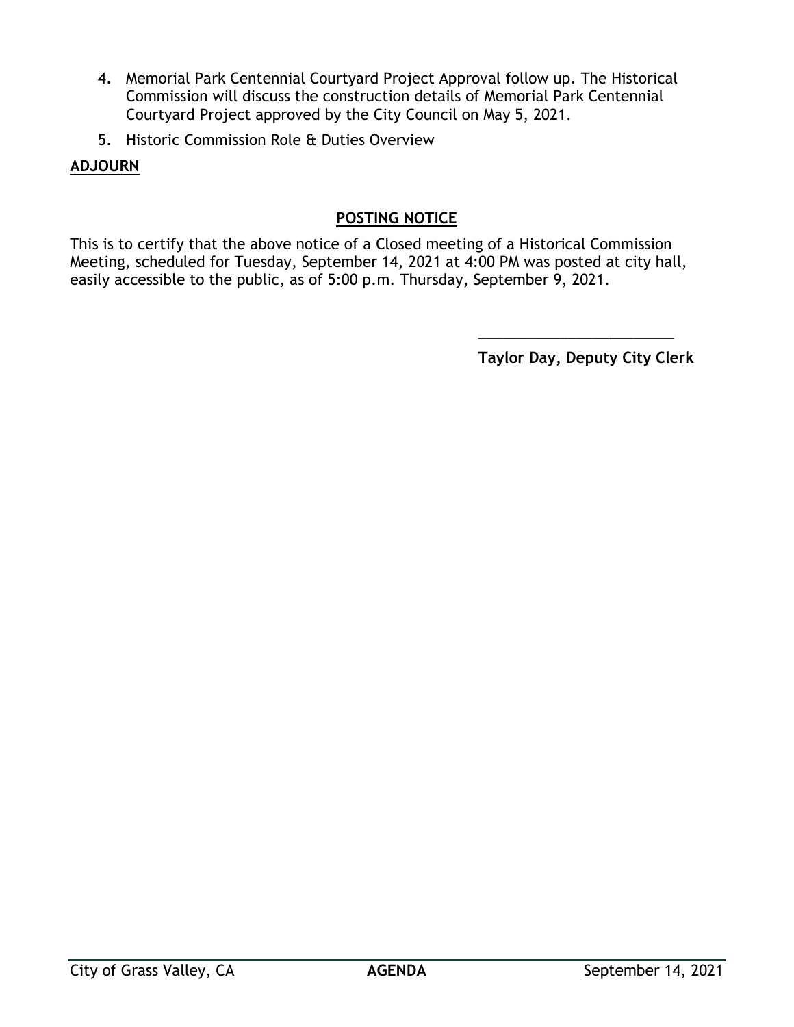4. Memorial Park Centennial Courtyard Project Approval follow up. The Historical Commission will discuss the construction details of Memorial Park Centennial Courtyard Project approved by the City Council on May 5, 2021.
5. Historic Commission Role & Duties Overview

**ADJOURN**

**POSTING NOTICE**

This is to certify that the above notice of a Closed meeting of a Historical Commission Meeting, scheduled for Tuesday, September 14, 2021 at 4:00 PM was posted at city hall, easily accessible to the public, as of 5:00 p.m. Thursday, September 9, 2021.

_________________________

**Taylor Day, Deputy City Clerk**